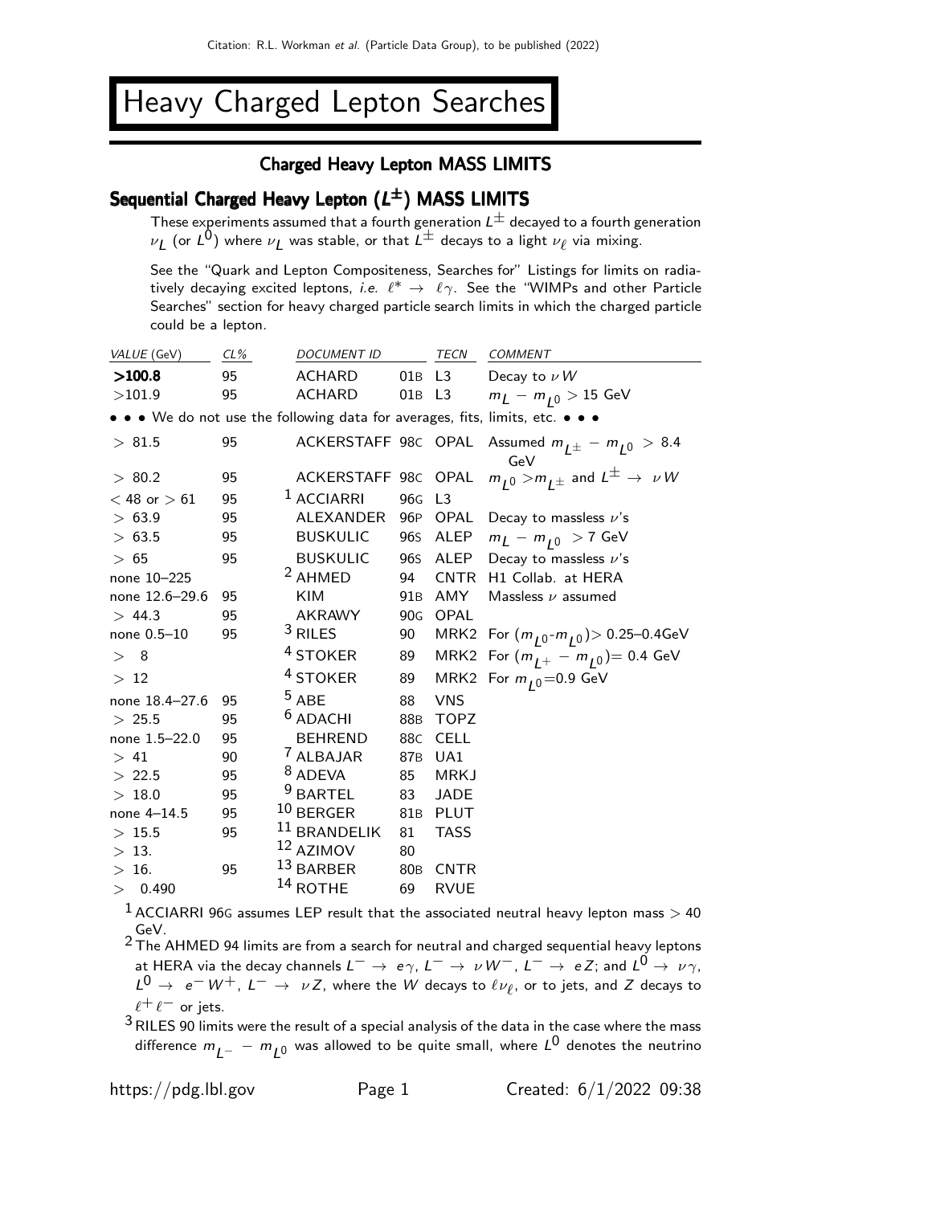# Heavy Charged Lepton Searches

## Charged Heavy Lepton MASS LIMITS

### Sequential Charged Heavy Lepton ($L^\pm$) MASS LIMITS

These experiments assumed that a fourth generation $L^\pm$ decayed to a fourth generation $\nu_L$ (or $L^0$) where $\nu_L$ was stable, or that $L^\pm$ decays to a light $\nu_\ell$ via mixing.

See the "Quark and Lepton Compositeness, Searches for" Listings for limits on radiatively decaying excited leptons, *i.e.* $\ell^* \rightarrow \ell\gamma$. See the "WIMPs and other Particle Searches" section for heavy charged particle search limits in which the charged particle could be a lepton.

| VALUE (GeV) | CL% | DOCUMENT ID | | TECN | COMMENT |
|---|---|---|---|---|---|
| **>100.8** | 95 | ACHARD | 01B | L3 | Decay to $\nu W$ |
| >101.9 | 95 | ACHARD | 01B | L3 | $m_L - m_{L^0} > 15$ GeV |
| • • • We do not use the following data for averages, fits, limits, etc. • • • | | | | | |
| > 81.5 | 95 | ACKERSTAFF | 98C | OPAL | Assumed $m_{L^\pm} - m_{L^0} > 8.4$ GeV |
| > 80.2 | 95 | ACKERSTAFF | 98C | OPAL | $m_{L^0} > m_{L^\pm}$ and $L^\pm \rightarrow \nu W$ |
| < 48 or > 61 | 95 | [1] ACCIARRI | 96G | L3 | |
| > 63.9 | 95 | ALEXANDER | 96P | OPAL | Decay to massless $\nu$'s |
| > 63.5 | 95 | BUSKULIC | 96S | ALEP | $m_L - m_{L^0} > 7$ GeV |
| > 65 | 95 | BUSKULIC | 96S | ALEP | Decay to massless $\nu$'s |
| none 10–225 | | [2] AHMED | 94 | CNTR | H1 Collab. at HERA |
| none 12.6–29.6 | 95 | KIM | 91B | AMY | Massless $\nu$ assumed |
| > 44.3 | 95 | AKRAWY | 90G | OPAL | |
| none 0.5–10 | 95 | [3] RILES | 90 | MRK2 | For $(m_{L^0}-m_{L^0}) > 0.25$–$0.4$GeV |
| > 8 | | [4] STOKER | 89 | MRK2 | For $(m_{L^+} - m_{L^0}) = 0.4$ GeV |
| > 12 | | [4] STOKER | 89 | MRK2 | For $m_{L^0}$=0.9 GeV |
| none 18.4–27.6 | 95 | [5] ABE | 88 | VNS | |
| > 25.5 | 95 | [6] ADACHI | 88B | TOPZ | |
| none 1.5–22.0 | 95 | BEHREND | 88C | CELL | |
| > 41 | 90 | [7] ALBAJAR | 87B | UA1 | |
| > 22.5 | 95 | [8] ADEVA | 85 | MRKJ | |
| > 18.0 | 95 | [9] BARTEL | 83 | JADE | |
| none 4–14.5 | 95 | [10] BERGER | 81B | PLUT | |
| > 15.5 | 95 | [11] BRANDELIK | 81 | TASS | |
| > 13. | | [12] AZIMOV | 80 | | |
| > 16. | 95 | [13] BARBER | 80B | CNTR | |
| > 0.490 | | [14] ROTHE | 69 | RVUE | |

[1] ACCIARRI 96G assumes LEP result that the associated neutral heavy lepton mass > 40 GeV.

[2] The AHMED 94 limits are from a search for neutral and charged sequential heavy leptons at HERA via the decay channels $L^- \rightarrow e\gamma$, $L^- \rightarrow \nu W^-$, $L^- \rightarrow eZ$; and $L^0 \rightarrow \nu\gamma$, $L^0 \rightarrow e^- W^+$, $L^- \rightarrow \nu Z$, where the $W$ decays to $\ell\nu_\ell$, or to jets, and $Z$ decays to $\ell^+\ell^-$ or jets.

[3] RILES 90 limits were the result of a special analysis of the data in the case where the mass difference $m_{L^-} - m_{L^0}$ was allowed to be quite small, where $L^0$ denotes the neutrino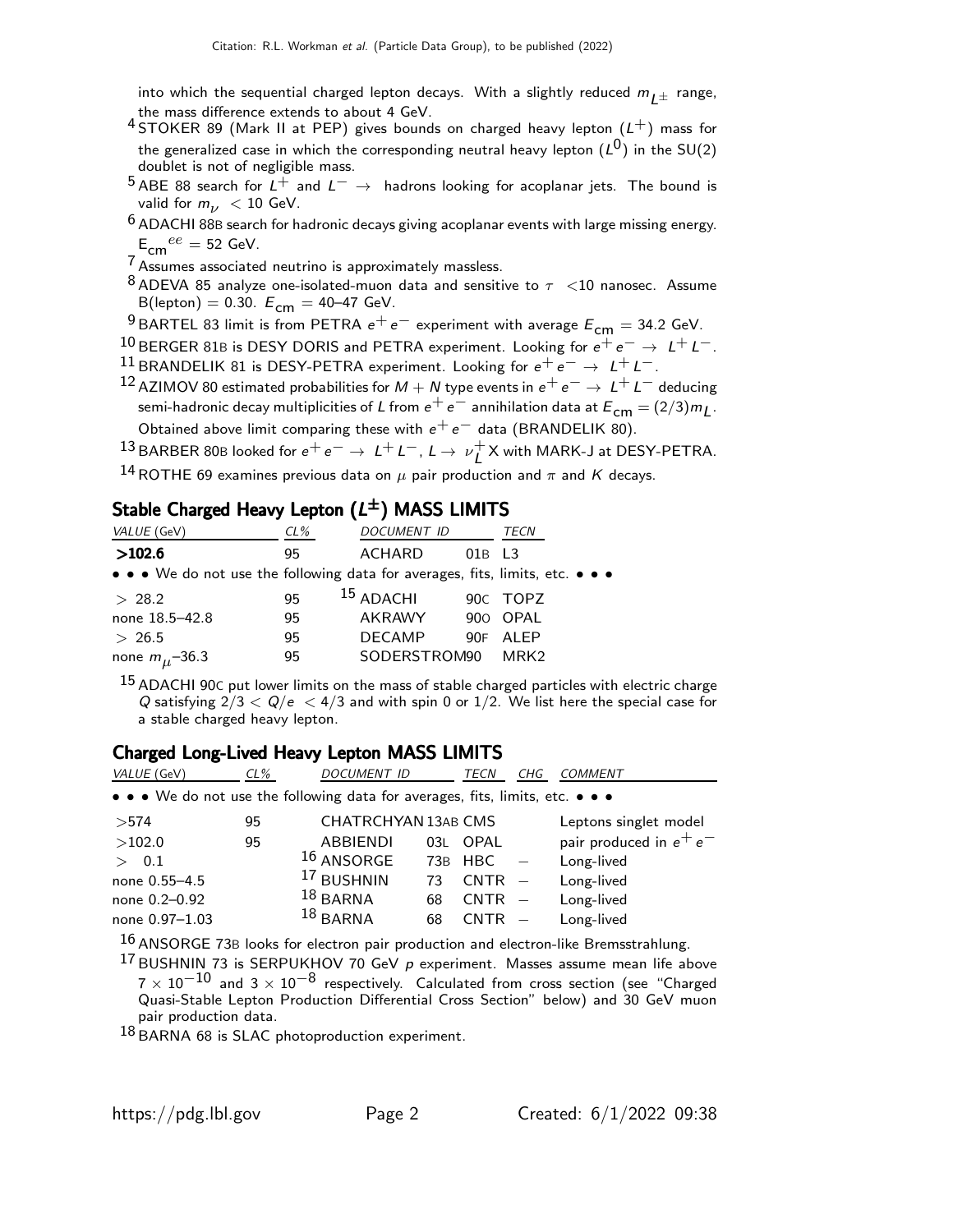into which the sequential charged lepton decays. With a slightly reduced $m_{L^\pm}$ range, the mass difference extends to about 4 GeV.

[4] STOKER 89 (Mark II at PEP) gives bounds on charged heavy lepton ($L^+$) mass for the generalized case in which the corresponding neutral heavy lepton ($L^0$) in the SU(2) doublet is not of negligible mass.

[5] ABE 88 search for $L^+$ and $L^- \rightarrow$ hadrons looking for acoplanar jets. The bound is valid for $m_\nu < 10$ GeV.

[6] ADACHI 88B search for hadronic decays giving acoplanar events with large missing energy. $E_{\rm cm}^{ee} = 52$ GeV.

[7] Assumes associated neutrino is approximately massless.

[8] ADEVA 85 analyze one-isolated-muon data and sensitive to $\tau$ <10 nanosec. Assume B(lepton) = 0.30. $E_{\rm cm}$ = 40–47 GeV.

[9] BARTEL 83 limit is from PETRA $e^+e^-$ experiment with average $E_{\rm cm}$ = 34.2 GeV.

[10] BERGER 81B is DESY DORIS and PETRA experiment. Looking for $e^+e^- \rightarrow L^+L^-$.

[11] BRANDELIK 81 is DESY-PETRA experiment. Looking for $e^+e^- \rightarrow L^+L^-$.

[12] AZIMOV 80 estimated probabilities for $M + N$ type events in $e^+e^- \rightarrow L^+L^-$ deducing semi-hadronic decay multiplicities of $L$ from $e^+e^-$ annihilation data at $E_{\rm cm} = (2/3)m_L$. Obtained above limit comparing these with $e^+e^-$ data (BRANDELIK 80).

[13] BARBER 80B looked for $e^+e^- \rightarrow L^+L^-$, $L \rightarrow \nu_L^+ X$ with MARK-J at DESY-PETRA.

[14] ROTHE 69 examines previous data on $\mu$ pair production and $\pi$ and $K$ decays.

## Stable Charged Heavy Lepton ($L^\pm$) MASS LIMITS

| VALUE (GeV) | CL% | DOCUMENT ID | | TECN |
|---|---|---|---|---|
| **>102.6** | 95 | ACHARD | 01B | L3 |
| • • • We do not use the following data for averages, fits, limits, etc. • • • | | | | |
| > 28.2 | 95 | [15] ADACHI | 90C | TOPZ |
| none 18.5–42.8 | 95 | AKRAWY | 90O | OPAL |
| > 26.5 | 95 | DECAMP | 90F | ALEP |
| none $m_\mu$–36.3 | 95 | SODERSTROM | 90 | MRK2 |

[15] ADACHI 90C put lower limits on the mass of stable charged particles with electric charge $Q$ satisfying $2/3 < Q/e < 4/3$ and with spin 0 or 1/2. We list here the special case for a stable charged heavy lepton.

## Charged Long-Lived Heavy Lepton MASS LIMITS

| VALUE (GeV) | CL% | DOCUMENT ID | | TECN | CHG | COMMENT |
|---|---|---|---|---|---|---|
| • • • We do not use the following data for averages, fits, limits, etc. • • • | | | | | | |
| >574 | 95 | CHATRCHYAN | 13AB | CMS | | Leptons singlet model |
| >102.0 | 95 | ABBIENDI | 03L | OPAL | | pair produced in $e^+e^-$ |
| > 0.1 | | [16] ANSORGE | 73B | HBC | − | Long-lived |
| none 0.55–4.5 | | [17] BUSHNIN | 73 | CNTR | − | Long-lived |
| none 0.2–0.92 | | [18] BARNA | 68 | CNTR | − | Long-lived |
| none 0.97–1.03 | | [18] BARNA | 68 | CNTR | − | Long-lived |

[16] ANSORGE 73B looks for electron pair production and electron-like Bremsstrahlung.

[17] BUSHNIN 73 is SERPUKHOV 70 GeV $p$ experiment. Masses assume mean life above $7 \times 10^{-10}$ and $3 \times 10^{-8}$ respectively. Calculated from cross section (see "Charged Quasi-Stable Lepton Production Differential Cross Section" below) and 30 GeV muon pair production data.

[18] BARNA 68 is SLAC photoproduction experiment.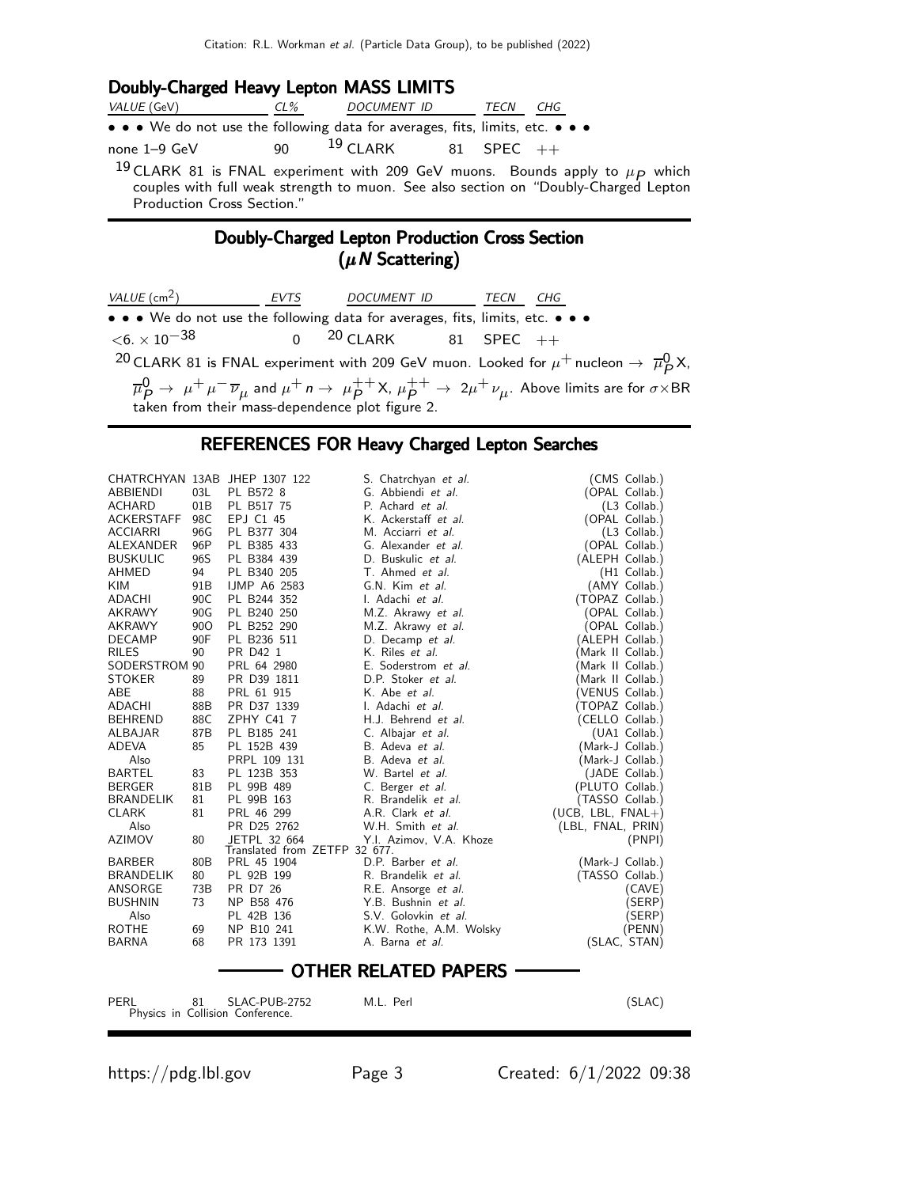### Doubly-Charged Heavy Lepton MASS LIMITS

| VALUE (GeV) | CL% | DOCUMENT ID | TECN | CHG |
|---|---|---|---|---|
| • • • We do not use the following data for averages, fits, limits, etc. • • • | | | | |
| none 1–9 GeV | 90 | [19] CLARK 81 | SPEC | ++ |

[19] CLARK 81 is FNAL experiment with 209 GeV muons. Bounds apply to $\mu_P$ which couples with full weak strength to muon. See also section on "Doubly-Charged Lepton Production Cross Section."

## Doubly-Charged Lepton Production Cross Section ($\mu N$ Scattering)

| VALUE ($cm^2$) | EVTS | DOCUMENT ID | TECN | CHG |
|---|---|---|---|---|
| • • • We do not use the following data for averages, fits, limits, etc. • • • | | | | |
| $<6. \times 10^{-38}$ | 0 | [20] CLARK 81 | SPEC | ++ |

[20] CLARK 81 is FNAL experiment with 209 GeV muon. Looked for $\mu^+$ nucleon $\rightarrow \overline{\mu}^0_P X$, $\overline{\mu}^0_P \rightarrow \mu^+ \mu^- \overline{\nu}_\mu$ and $\mu^+ n \rightarrow \mu^{++}_P X$, $\mu^{++}_P \rightarrow 2\mu^+ \nu_\mu$. Above limits are for $\sigma \times$BR taken from their mass-dependence plot figure 2.

## REFERENCES FOR Heavy Charged Lepton Searches

| | | | | |
|---|---|---|---|---|
| CHATRCHYAN | 13AB | JHEP 1307 122 | S. Chatrchyan *et al.* | (CMS Collab.) |
| ABBIENDI | 03L | PL B572 8 | G. Abbiendi *et al.* | (OPAL Collab.) |
| ACHARD | 01B | PL B517 75 | P. Achard *et al.* | (L3 Collab.) |
| ACKERSTAFF | 98C | EPJ C1 45 | K. Ackerstaff *et al.* | (OPAL Collab.) |
| ACCIARRI | 96G | PL B377 304 | M. Acciarri *et al.* | (L3 Collab.) |
| ALEXANDER | 96P | PL B385 433 | G. Alexander *et al.* | (OPAL Collab.) |
| BUSKULIC | 96S | PL B384 439 | D. Buskulic *et al.* | (ALEPH Collab.) |
| AHMED | 94 | PL B340 205 | T. Ahmed *et al.* | (H1 Collab.) |
| KIM | 91B | IJMP A6 2583 | G.N. Kim *et al.* | (AMY Collab.) |
| ADACHI | 90C | PL B244 352 | I. Adachi *et al.* | (TOPAZ Collab.) |
| AKRAWY | 90G | PL B240 250 | M.Z. Akrawy *et al.* | (OPAL Collab.) |
| AKRAWY | 90O | PL B252 290 | M.Z. Akrawy *et al.* | (OPAL Collab.) |
| DECAMP | 90F | PL B236 511 | D. Decamp *et al.* | (ALEPH Collab.) |
| RILES | 90 | PR D42 1 | K. Riles *et al.* | (Mark II Collab.) |
| SODERSTROM | 90 | PRL 64 2980 | E. Soderstrom *et al.* | (Mark II Collab.) |
| STOKER | 89 | PR D39 1811 | D.P. Stoker *et al.* | (Mark II Collab.) |
| ABE | 88 | PRL 61 915 | K. Abe *et al.* | (VENUS Collab.) |
| ADACHI | 88B | PR D37 1339 | I. Adachi *et al.* | (TOPAZ Collab.) |
| BEHREND | 88C | ZPHY C41 7 | H.J. Behrend *et al.* | (CELLO Collab.) |
| ALBAJAR | 87B | PL B185 241 | C. Albajar *et al.* | (UA1 Collab.) |
| ADEVA | 85 | PL 152B 439 | B. Adeva *et al.* | (Mark-J Collab.) |
| Also | | PRPL 109 131 | B. Adeva *et al.* | (Mark-J Collab.) |
| BARTEL | 83 | PL 123B 353 | W. Bartel *et al.* | (JADE Collab.) |
| BERGER | 81B | PL 99B 489 | C. Berger *et al.* | (PLUTO Collab.) |
| BRANDELIK | 81 | PL 99B 163 | R. Brandelik *et al.* | (TASSO Collab.) |
| CLARK | 81 | PRL 46 299 | A.R. Clark *et al.* | (UCB, LBL, FNAL+) |
| Also | | PR D25 2762 | W.H. Smith *et al.* | (LBL, FNAL, PRIN) |
| AZIMOV | 80 | JETPL 32 664 Translated from ZETFP 32 677. | Y.I. Azimov, V.A. Khoze | (PNPI) |
| BARBER | 80B | PRL 45 1904 | D.P. Barber *et al.* | (Mark-J Collab.) |
| BRANDELIK | 80 | PL 92B 199 | R. Brandelik *et al.* | (TASSO Collab.) |
| ANSORGE | 73B | PR D7 26 | R.E. Ansorge *et al.* | (CAVE) |
| BUSHNIN | 73 | NP B58 476 | Y.B. Bushnin *et al.* | (SERP) |
| Also | | PL 42B 136 | S.V. Golovkin *et al.* | (SERP) |
| ROTHE | 69 | NP B10 241 | K.W. Rothe, A.M. Wolsky | (PENN) |
| BARNA | 68 | PR 173 1391 | A. Barna *et al.* | (SLAC, STAN) |

## OTHER RELATED PAPERS

| | | | | |
|---|---|---|---|---|
| PERL | 81 | SLAC-PUB-2752 Physics in Collision Conference. | M.L. Perl | (SLAC) |